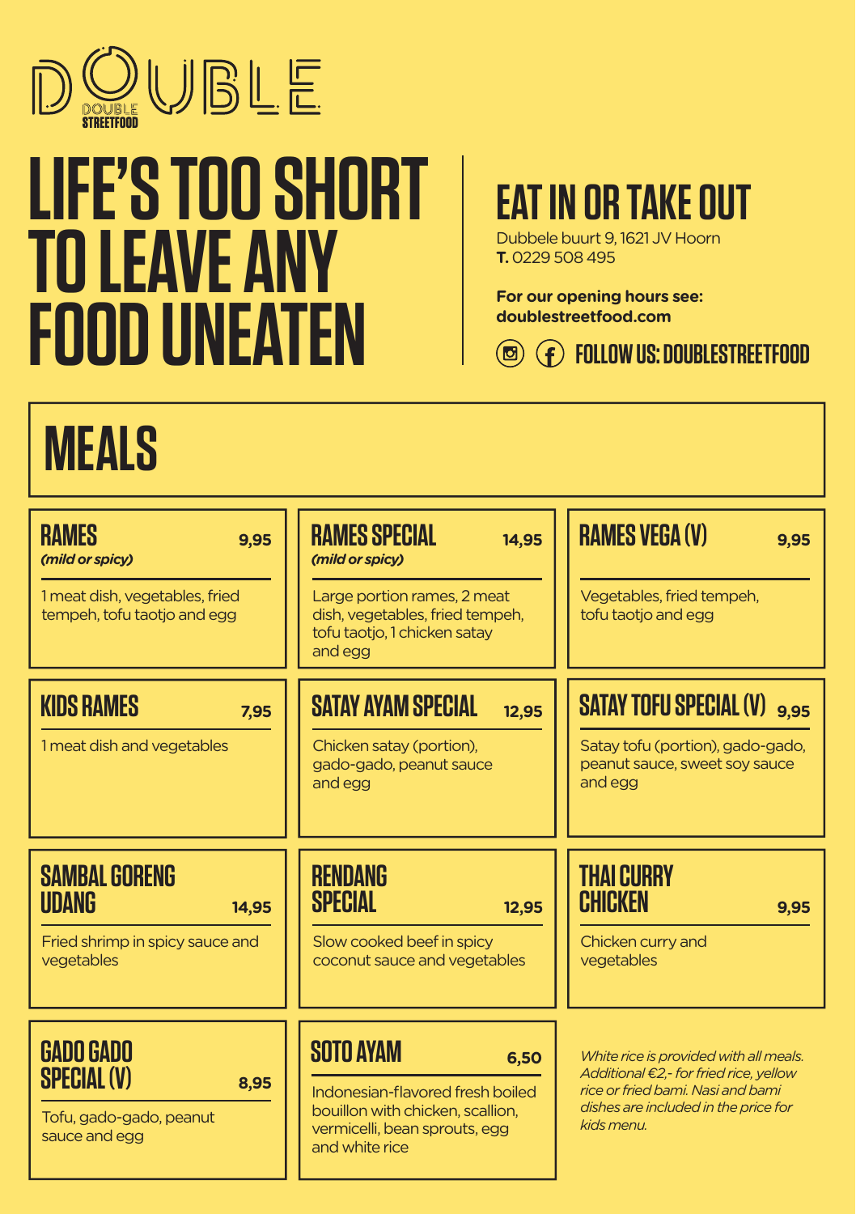# DOUBLE

DOUBLE STREETFOOD

# LIFE'S TOO SHORT TO LEAVE ANY FOOD UNEATEN

## EAT IN OR TAKE OUT

Dubbele buurt 9, 1621 JV Hoorn
**T.** 0229 508 495

**For our opening hours see:**
**doublestreetfood.com**

**FOLLOW US: DOUBLESTREETFOOD**

## MEALS

### RAMES — 9,95
***(mild or spicy)***

1 meat dish, vegetables, fried tempeh, tofu taotjo and egg

### RAMES SPECIAL — 14,95
***(mild or spicy)***

Large portion rames, 2 meat dish, vegetables, fried tempeh, tofu taotjo, 1 chicken satay and egg

### RAMES VEGA (V) — 9,95

Vegetables, fried tempeh, tofu taotjo and egg

### KIDS RAMES — 7,95

1 meat dish and vegetables

### SATAY AYAM SPECIAL — 12,95

Chicken satay (portion), gado-gado, peanut sauce and egg

### SATAY TOFU SPECIAL (V) — 9,95

Satay tofu (portion), gado-gado, peanut sauce, sweet soy sauce and egg

### SAMBAL GORENG UDANG — 14,95

Fried shrimp in spicy sauce and vegetables

### RENDANG SPECIAL — 12,95

Slow cooked beef in spicy coconut sauce and vegetables

### THAI CURRY CHICKEN — 9,95

Chicken curry and vegetables

### GADO GADO SPECIAL (V) — 8,95

Tofu, gado-gado, peanut sauce and egg

### SOTO AYAM — 6,50

Indonesian-flavored fresh boiled bouillon with chicken, scallion, vermicelli, bean sprouts, egg and white rice

*White rice is provided with all meals. Additional €2,- for fried rice, yellow rice or fried bami. Nasi and bami dishes are included in the price for kids menu.*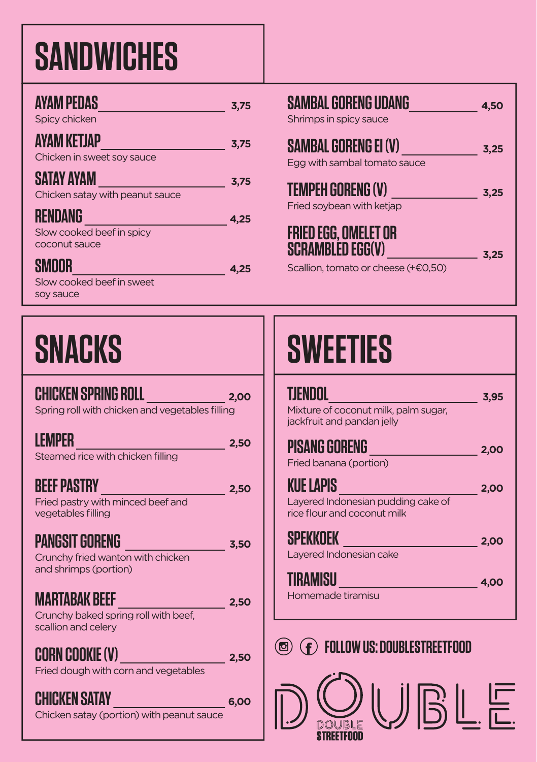# SANDWICHES

**AYAM PEDAS** — 3,75
Spicy chicken

**AYAM KETJAP** — 3,75
Chicken in sweet soy sauce

**SATAY AYAM** — 3,75
Chicken satay with peanut sauce

**RENDANG** — 4,25
Slow cooked beef in spicy coconut sauce

**SMOOR** — 4,25
Slow cooked beef in sweet soy sauce

**SAMBAL GORENG UDANG** — 4,50
Shrimps in spicy sauce

**SAMBAL GORENG EI (V)** — 3,25
Egg with sambal tomato sauce

**TEMPEH GORENG (V)** — 3,25
Fried soybean with ketjap

**FRIED EGG, OMELET OR SCRAMBLED EGG(V)** — 3,25
Scallion, tomato or cheese (+€0,50)

# SNACKS

**CHICKEN SPRING ROLL** — 2,00
Spring roll with chicken and vegetables filling

**LEMPER** — 2,50
Steamed rice with chicken filling

**BEEF PASTRY** — 2,50
Fried pastry with minced beef and vegetables filling

**PANGSIT GORENG** — 3,50
Crunchy fried wanton with chicken and shrimps (portion)

**MARTABAK BEEF** — 2,50
Crunchy baked spring roll with beef, scallion and celery

**CORN COOKIE (V)** — 2,50
Fried dough with corn and vegetables

**CHICKEN SATAY** — 6,00
Chicken satay (portion) with peanut sauce

# SWEETIES

**TJENDOL** — 3,95
Mixture of coconut milk, palm sugar, jackfruit and pandan jelly

**PISANG GORENG** — 2,00
Fried banana (portion)

**KUE LAPIS** — 2,00
Layered Indonesian pudding cake of rice flour and coconut milk

**SPEKKOEK** — 2,00
Layered Indonesian cake

**TIRAMISU** — 4,00
Homemade tiramisu

FOLLOW US: DOUBLESTREETFOOD

DOUBLE
DOUBLE STREETFOOD